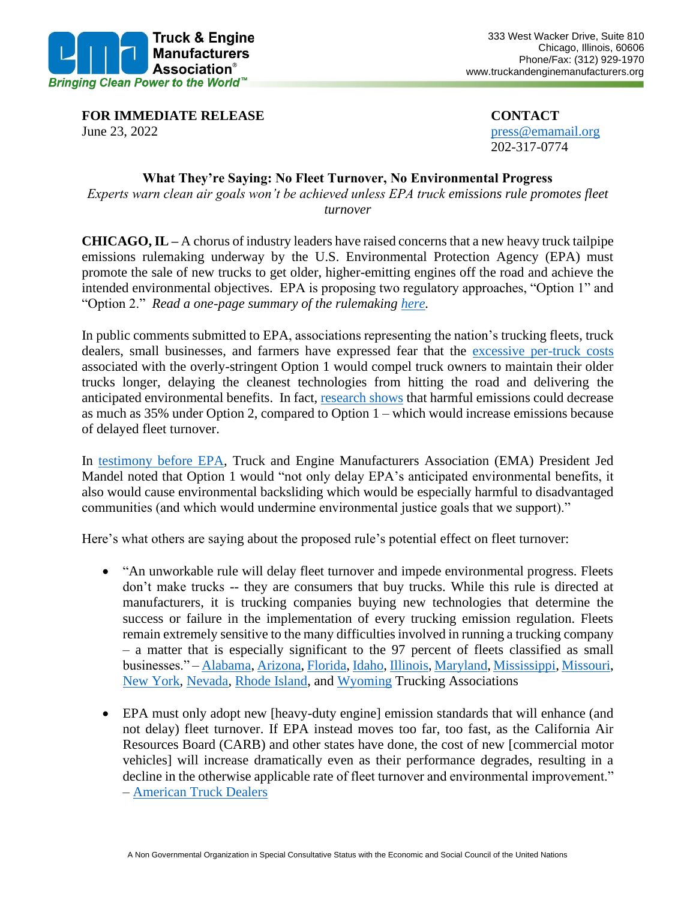**Truck & Engine Manufacturers Association®**
*Bringing Clean Power to the World™*

333 West Wacker Drive, Suite 810
Chicago, Illinois, 60606
Phone/Fax: (312) 929-1970
www.truckandenginemanufacturers.org

**FOR IMMEDIATE RELEASE**
June 23, 2022

**CONTACT**
press@emamail.org
202-317-0774

## What They're Saying: No Fleet Turnover, No Environmental Progress

*Experts warn clean air goals won't be achieved unless EPA truck emissions rule promotes fleet turnover*

**CHICAGO, IL –** A chorus of industry leaders have raised concerns that a new heavy truck tailpipe emissions rulemaking underway by the U.S. Environmental Protection Agency (EPA) must promote the sale of new trucks to get older, higher-emitting engines off the road and achieve the intended environmental objectives. EPA is proposing two regulatory approaches, "Option 1" and "Option 2." *Read a one-page summary of the rulemaking here.*

In public comments submitted to EPA, associations representing the nation's trucking fleets, truck dealers, small businesses, and farmers have expressed fear that the excessive per-truck costs associated with the overly-stringent Option 1 would compel truck owners to maintain their older trucks longer, delaying the cleanest technologies from hitting the road and delivering the anticipated environmental benefits. In fact, research shows that harmful emissions could decrease as much as 35% under Option 2, compared to Option 1 – which would increase emissions because of delayed fleet turnover.

In testimony before EPA, Truck and Engine Manufacturers Association (EMA) President Jed Mandel noted that Option 1 would "not only delay EPA's anticipated environmental benefits, it also would cause environmental backsliding which would be especially harmful to disadvantaged communities (and which would undermine environmental justice goals that we support)."

Here's what others are saying about the proposed rule's potential effect on fleet turnover:

- "An unworkable rule will delay fleet turnover and impede environmental progress. Fleets don't make trucks -- they are consumers that buy trucks. While this rule is directed at manufacturers, it is trucking companies buying new technologies that determine the success or failure in the implementation of every trucking emission regulation. Fleets remain extremely sensitive to the many difficulties involved in running a trucking company – a matter that is especially significant to the 97 percent of fleets classified as small businesses." – Alabama, Arizona, Florida, Idaho, Illinois, Maryland, Mississippi, Missouri, New York, Nevada, Rhode Island, and Wyoming Trucking Associations

- EPA must only adopt new [heavy-duty engine] emission standards that will enhance (and not delay) fleet turnover. If EPA instead moves too far, too fast, as the California Air Resources Board (CARB) and other states have done, the cost of new [commercial motor vehicles] will increase dramatically even as their performance degrades, resulting in a decline in the otherwise applicable rate of fleet turnover and environmental improvement." – American Truck Dealers

A Non Governmental Organization in Special Consultative Status with the Economic and Social Council of the United Nations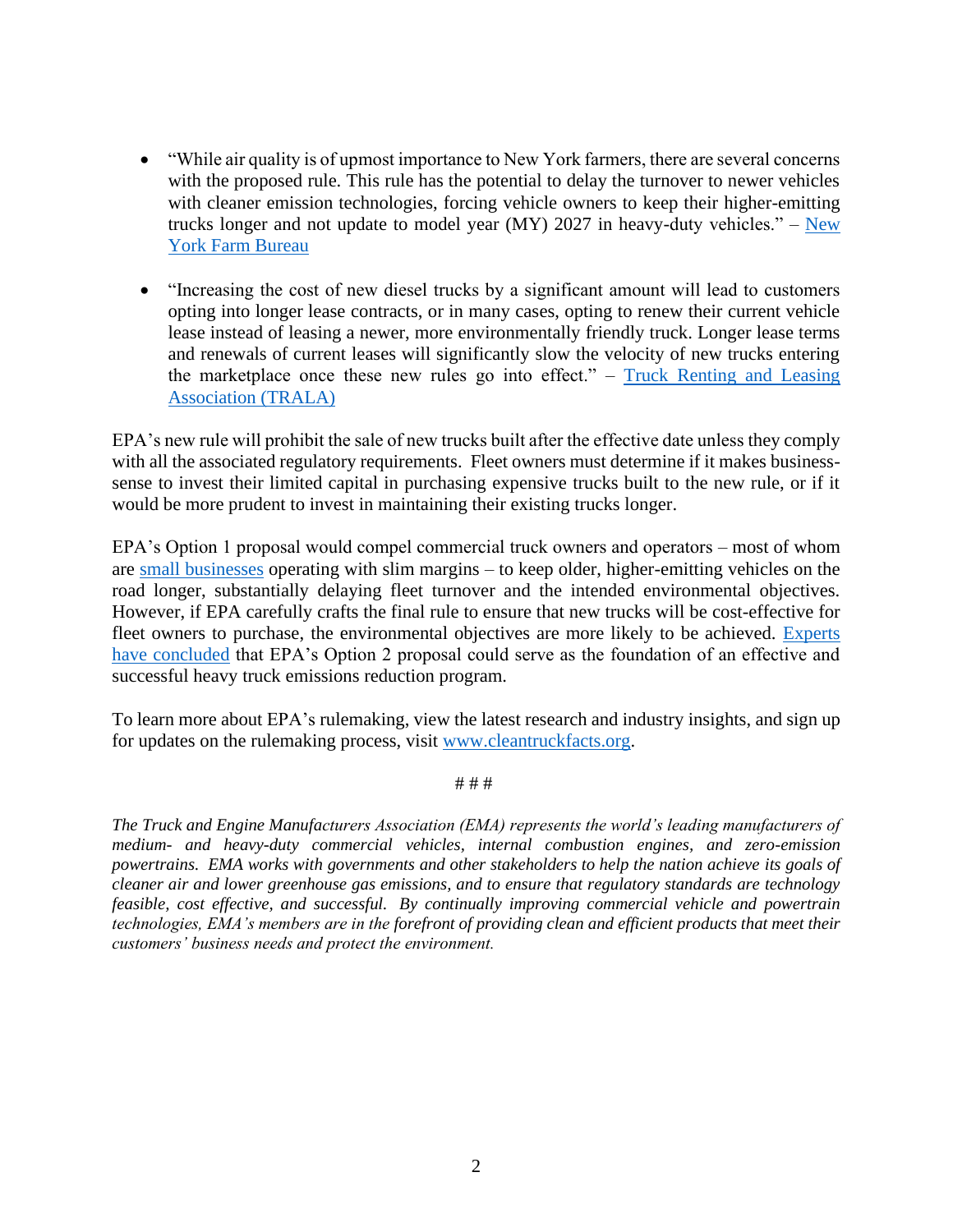- "While air quality is of upmost importance to New York farmers, there are several concerns with the proposed rule. This rule has the potential to delay the turnover to newer vehicles with cleaner emission technologies, forcing vehicle owners to keep their higher-emitting trucks longer and not update to model year (MY) 2027 in heavy-duty vehicles." – New York Farm Bureau

- "Increasing the cost of new diesel trucks by a significant amount will lead to customers opting into longer lease contracts, or in many cases, opting to renew their current vehicle lease instead of leasing a newer, more environmentally friendly truck. Longer lease terms and renewals of current leases will significantly slow the velocity of new trucks entering the marketplace once these new rules go into effect." – Truck Renting and Leasing Association (TRALA)

EPA's new rule will prohibit the sale of new trucks built after the effective date unless they comply with all the associated regulatory requirements. Fleet owners must determine if it makes business-sense to invest their limited capital in purchasing expensive trucks built to the new rule, or if it would be more prudent to invest in maintaining their existing trucks longer.

EPA's Option 1 proposal would compel commercial truck owners and operators – most of whom are small businesses operating with slim margins – to keep older, higher-emitting vehicles on the road longer, substantially delaying fleet turnover and the intended environmental objectives. However, if EPA carefully crafts the final rule to ensure that new trucks will be cost-effective for fleet owners to purchase, the environmental objectives are more likely to be achieved. Experts have concluded that EPA's Option 2 proposal could serve as the foundation of an effective and successful heavy truck emissions reduction program.

To learn more about EPA's rulemaking, view the latest research and industry insights, and sign up for updates on the rulemaking process, visit www.cleantruckfacts.org.

# # #

*The Truck and Engine Manufacturers Association (EMA) represents the world's leading manufacturers of medium- and heavy-duty commercial vehicles, internal combustion engines, and zero-emission powertrains. EMA works with governments and other stakeholders to help the nation achieve its goals of cleaner air and lower greenhouse gas emissions, and to ensure that regulatory standards are technology feasible, cost effective, and successful. By continually improving commercial vehicle and powertrain technologies, EMA's members are in the forefront of providing clean and efficient products that meet their customers' business needs and protect the environment.*